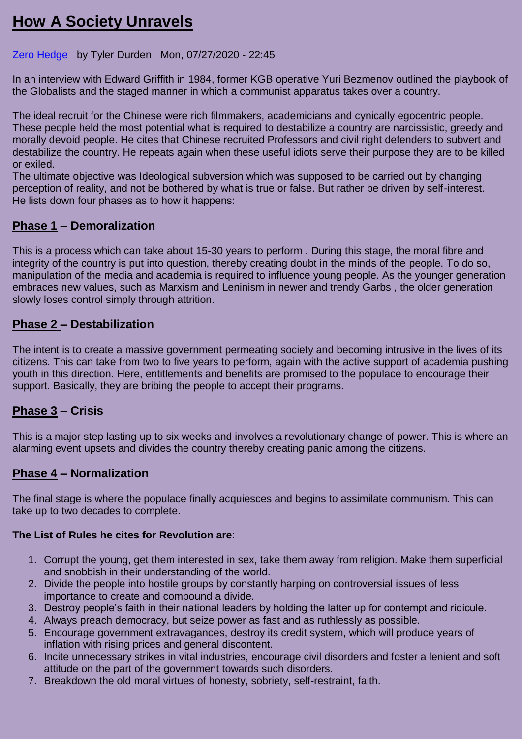# How A Society Unravels

Zero Hedge by Tyler Durden Mon, 07/27/2020 - 22:45

In an interview with Edward Griffith in 1984, former KGB operative Yuri Bezmenov outlined the playbook of the Globalists and the staged manner in which a communist apparatus takes over a country.

The ideal recruit for the Chinese were rich filmmakers, academicians and cynically egocentric people. These people held the most potential what is required to destabilize a country are narcissistic, greedy and morally devoid people. He cites that Chinese recruited Professors and civil right defenders to subvert and destabilize the country. He repeats again when these useful idiots serve their purpose they are to be killed or exiled.
The ultimate objective was Ideological subversion which was supposed to be carried out by changing perception of reality, and not be bothered by what is true or false. But rather be driven by self-interest. He lists down four phases as to how it happens:

## Phase 1 – Demoralization

This is a process which can take about 15-30 years to perform . During this stage, the moral fibre and integrity of the country is put into question, thereby creating doubt in the minds of the people. To do so, manipulation of the media and academia is required to influence young people. As the younger generation embraces new values, such as Marxism and Leninism in newer and trendy Garbs , the older generation slowly loses control simply through attrition.

## Phase 2 – Destabilization

The intent is to create a massive government permeating society and becoming intrusive in the lives of its citizens. This can take from two to five years to perform, again with the active support of academia pushing youth in this direction. Here, entitlements and benefits are promised to the populace to encourage their support. Basically, they are bribing the people to accept their programs.

## Phase 3 – Crisis

This is a major step lasting up to six weeks and involves a revolutionary change of power. This is where an alarming event upsets and divides the country thereby creating panic among the citizens.

## Phase 4 – Normalization

The final stage is where the populace finally acquiesces and begins to assimilate communism. This can take up to two decades to complete.

**The List of Rules he cites for Revolution are**:

1. Corrupt the young, get them interested in sex, take them away from religion. Make them superficial and snobbish in their understanding of the world.
2. Divide the people into hostile groups by constantly harping on controversial issues of less importance to create and compound a divide.
3. Destroy people's faith in their national leaders by holding the latter up for contempt and ridicule.
4. Always preach democracy, but seize power as fast and as ruthlessly as possible.
5. Encourage government extravagances, destroy its credit system, which will produce years of inflation with rising prices and general discontent.
6. Incite unnecessary strikes in vital industries, encourage civil disorders and foster a lenient and soft attitude on the part of the government towards such disorders.
7. Breakdown the old moral virtues of honesty, sobriety, self-restraint, faith.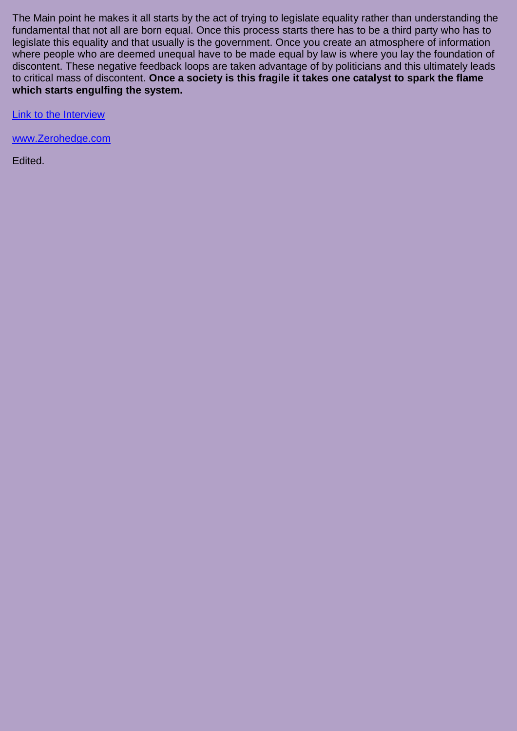The Main point he makes it all starts by the act of trying to legislate equality rather than understanding the fundamental that not all are born equal. Once this process starts there has to be a third party who has to legislate this equality and that usually is the government. Once you create an atmosphere of information where people who are deemed unequal have to be made equal by law is where you lay the foundation of discontent. These negative feedback loops are taken advantage of by politicians and this ultimately leads to critical mass of discontent. **Once a society is this fragile it takes one catalyst to spark the flame which starts engulfing the system.**

Link to the Interview

www.Zerohedge.com

Edited.